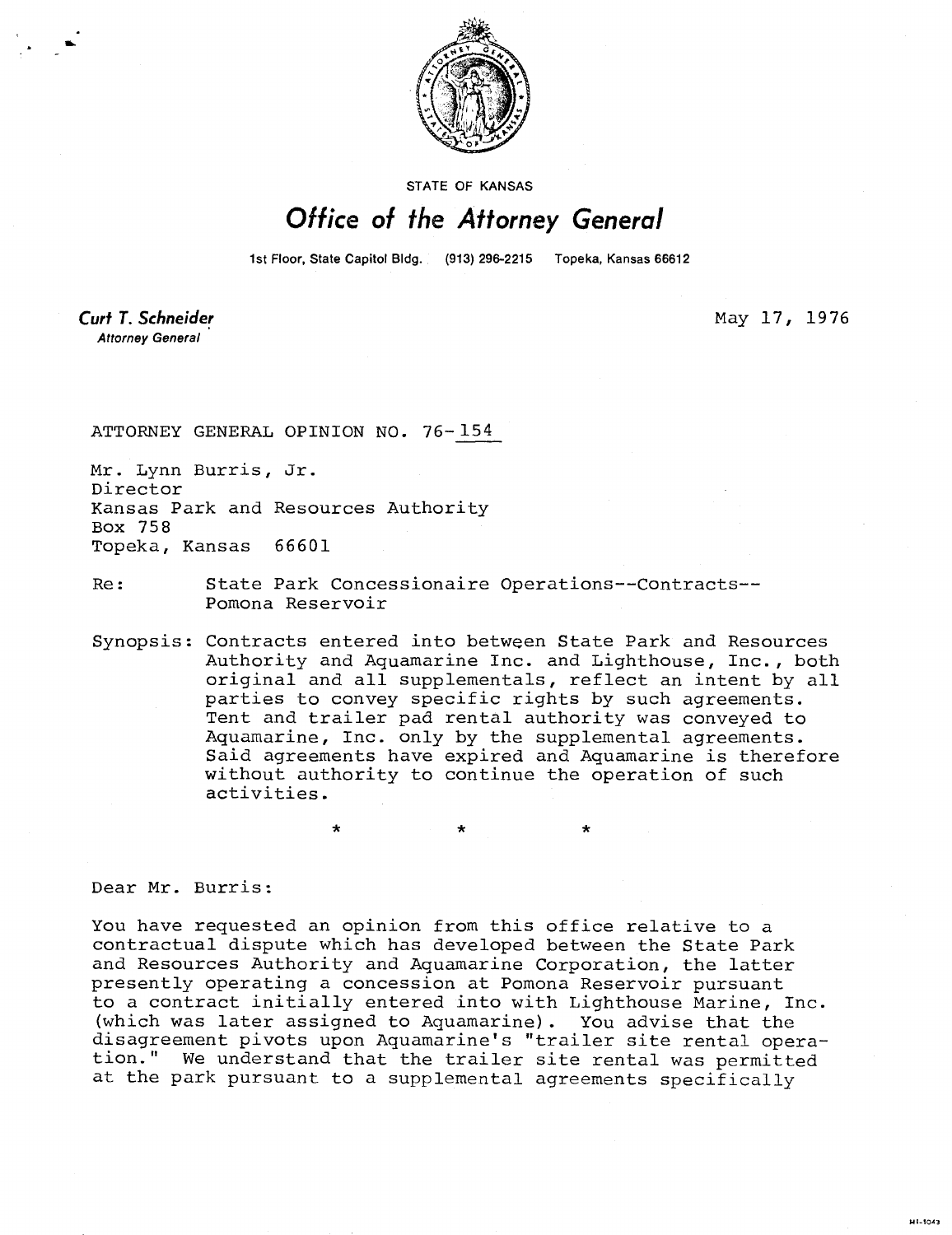STATE OF KANSAS

# Office of the Attorney General

1st Floor, State Capitol Bldg. (913) 296-2215 Topeka, Kansas 66612

**Curt T. Schneider**
*Attorney General*

May 17, 1976

ATTORNEY GENERAL OPINION NO. 76-154

Mr. Lynn Burris, Jr.
Director
Kansas Park and Resources Authority
Box 758
Topeka, Kansas 66601

Re: State Park Concessionaire Operations--Contracts--Pomona Reservoir

Synopsis: Contracts entered into between State Park and Resources Authority and Aquamarine Inc. and Lighthouse, Inc., both original and all supplementals, reflect an intent by all parties to convey specific rights by such agreements. Tent and trailer pad rental authority was conveyed to Aquamarine, Inc. only by the supplemental agreements. Said agreements have expired and Aquamarine is therefore without authority to continue the operation of such activities.

\* \* \*

Dear Mr. Burris:

You have requested an opinion from this office relative to a contractual dispute which has developed between the State Park and Resources Authority and Aquamarine Corporation, the latter presently operating a concession at Pomona Reservoir pursuant to a contract initially entered into with Lighthouse Marine, Inc. (which was later assigned to Aquamarine). You advise that the disagreement pivots upon Aquamarine's "trailer site rental operation." We understand that the trailer site rental was permitted at the park pursuant to a supplemental agreements specifically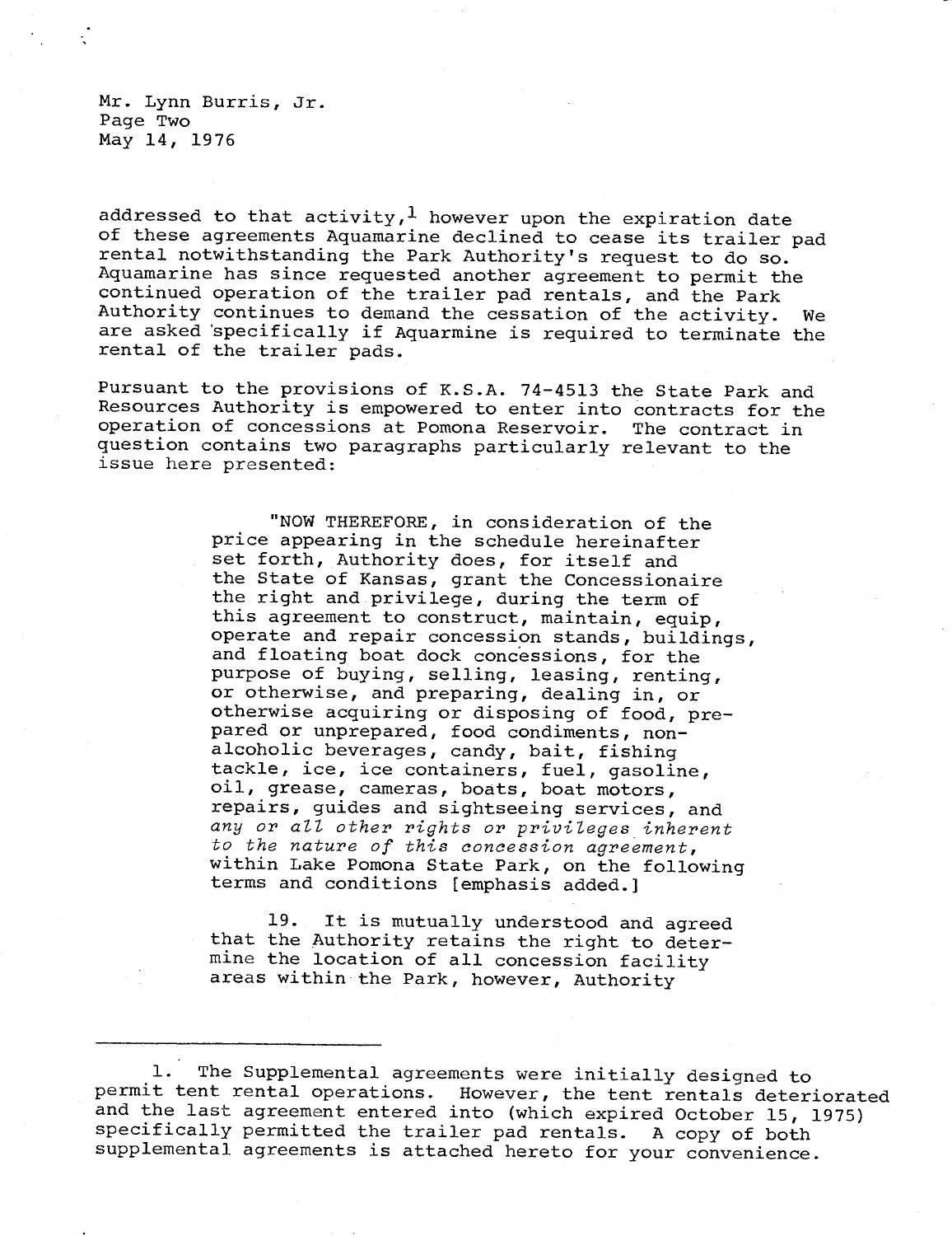Mr. Lynn Burris, Jr.
Page Two
May 14, 1976

addressed to that activity,[1] however upon the expiration date of these agreements Aquamarine declined to cease its trailer pad rental notwithstanding the Park Authority's request to do so. Aquamarine has since requested another agreement to permit the continued operation of the trailer pad rentals, and the Park Authority continues to demand the cessation of the activity. We are asked specifically if Aquarmine is required to terminate the rental of the trailer pads.

Pursuant to the provisions of K.S.A. 74-4513 the State Park and Resources Authority is empowered to enter into contracts for the operation of concessions at Pomona Reservoir. The contract in question contains two paragraphs particularly relevant to the issue here presented:

> "NOW THEREFORE, in consideration of the price appearing in the schedule hereinafter set forth, Authority does, for itself and the State of Kansas, grant the Concessionaire the right and privilege, during the term of this agreement to construct, maintain, equip, operate and repair concession stands, buildings, and floating boat dock concessions, for the purpose of buying, selling, leasing, renting, or otherwise, and preparing, dealing in, or otherwise acquiring or disposing of food, prepared or unprepared, food condiments, non-alcoholic beverages, candy, bait, fishing tackle, ice, ice containers, fuel, gasoline, oil, grease, cameras, boats, boat motors, repairs, guides and sightseeing services, and *any or all other rights or privileges inherent to the nature of this concession agreement*, within Lake Pomona State Park, on the following terms and conditions [emphasis added.]
>
> 19. It is mutually understood and agreed that the Authority retains the right to determine the location of all concession facility areas within the Park, however, Authority

---

1. The Supplemental agreements were initially designed to permit tent rental operations. However, the tent rentals deteriorated and the last agreement entered into (which expired October 15, 1975) specifically permitted the trailer pad rentals. A copy of both supplemental agreements is attached hereto for your convenience.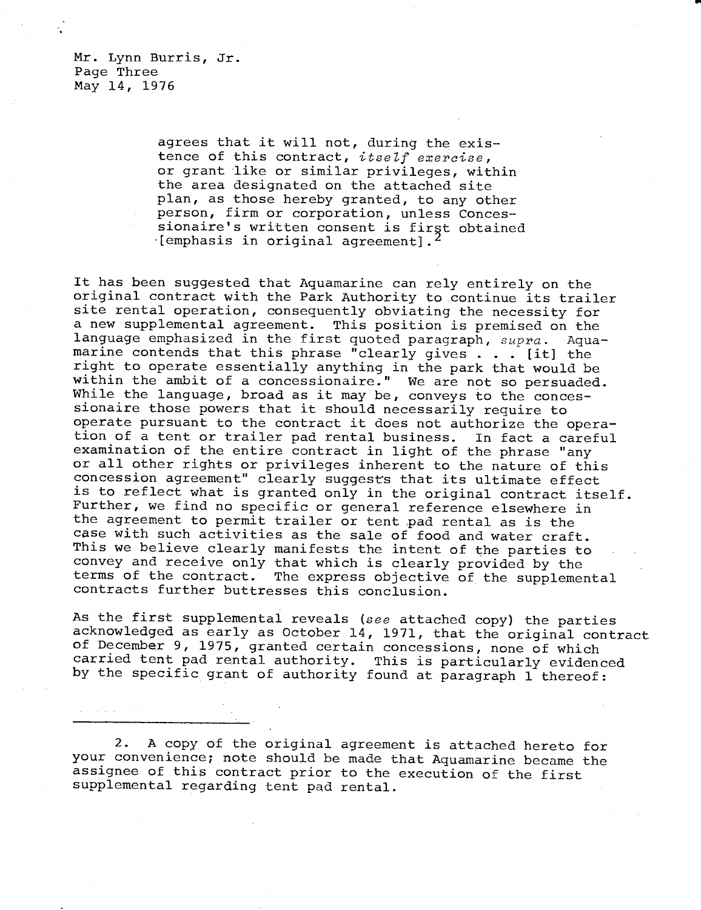agrees that it will not, during the existence of this contract, *itself exercise*, or grant like or similar privileges, within the area designated on the attached site plan, as those hereby granted, to any other person, firm or corporation, unless Concessionaire's written consent is first obtained [emphasis in original agreement].[2]

It has been suggested that Aquamarine can rely entirely on the original contract with the Park Authority to continue its trailer site rental operation, consequently obviating the necessity for a new supplemental agreement. This position is premised on the language emphasized in the first quoted paragraph, *supra*. Aquamarine contends that this phrase "clearly gives . . . [it] the right to operate essentially anything in the park that would be within the ambit of a concessionaire." We are not so persuaded. While the language, broad as it may be, conveys to the concessionaire those powers that it should necessarily require to operate pursuant to the contract it does not authorize the operation of a tent or trailer pad rental business. In fact a careful examination of the entire contract in light of the phrase "any or all other rights or privileges inherent to the nature of this concession agreement" clearly suggests that its ultimate effect is to reflect what is granted only in the original contract itself. Further, we find no specific or general reference elsewhere in the agreement to permit trailer or tent pad rental as is the case with such activities as the sale of food and water craft. This we believe clearly manifests the intent of the parties to convey and receive only that which is clearly provided by the terms of the contract. The express objective of the supplemental contracts further buttresses this conclusion.

As the first supplemental reveals (*see* attached copy) the parties acknowledged as early as October 14, 1971, that the original contract of December 9, 1975, granted certain concessions, none of which carried tent pad rental authority. This is particularly evidenced by the specific grant of authority found at paragraph 1 thereof:

---

2. A copy of the original agreement is attached hereto for your convenience; note should be made that Aquamarine became the assignee of this contract prior to the execution of the first supplemental regarding tent pad rental.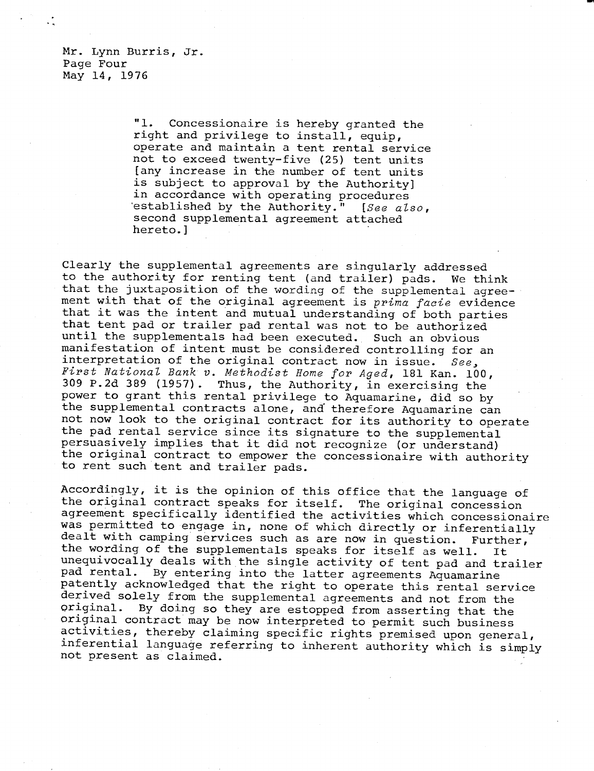Mr. Lynn Burris, Jr.
Page Four
May 14, 1976

> "1. Concessionaire is hereby granted the right and privilege to install, equip, operate and maintain a tent rental service not to exceed twenty-five (25) tent units [any increase in the number of tent units is subject to approval by the Authority] in accordance with operating procedures established by the Authority." [*See also*, second supplemental agreement attached hereto.]

Clearly the supplemental agreements are singularly addressed to the authority for renting tent (and trailer) pads. We think that the juxtaposition of the wording of the supplemental agreement with that of the original agreement is *prima facie* evidence that it was the intent and mutual understanding of both parties that tent pad or trailer pad rental was not to be authorized until the supplementals had been executed. Such an obvious manifestation of intent must be considered controlling for an interpretation of the original contract now in issue. *See*, *First National Bank v. Methodist Home for Aged*, 181 Kan. 100, 309 P.2d 389 (1957). Thus, the Authority, in exercising the power to grant this rental privilege to Aquamarine, did so by the supplemental contracts alone, and therefore Aquamarine can not now look to the original contract for its authority to operate the pad rental service since its signature to the supplemental persuasively implies that it did not recognize (or understand) the original contract to empower the concessionaire with authority to rent such tent and trailer pads.

Accordingly, it is the opinion of this office that the language of the original contract speaks for itself. The original concession agreement specifically identified the activities which concessionaire was permitted to engage in, none of which directly or inferentially dealt with camping services such as are now in question. Further, the wording of the supplementals speaks for itself as well. It unequivocally deals with the single activity of tent pad and trailer pad rental. By entering into the latter agreements Aquamarine patently acknowledged that the right to operate this rental service derived solely from the supplemental agreements and not from the original. By doing so they are estopped from asserting that the original contract may be now interpreted to permit such business activities, thereby claiming specific rights premised upon general, inferential language referring to inherent authority which is simply not present as claimed.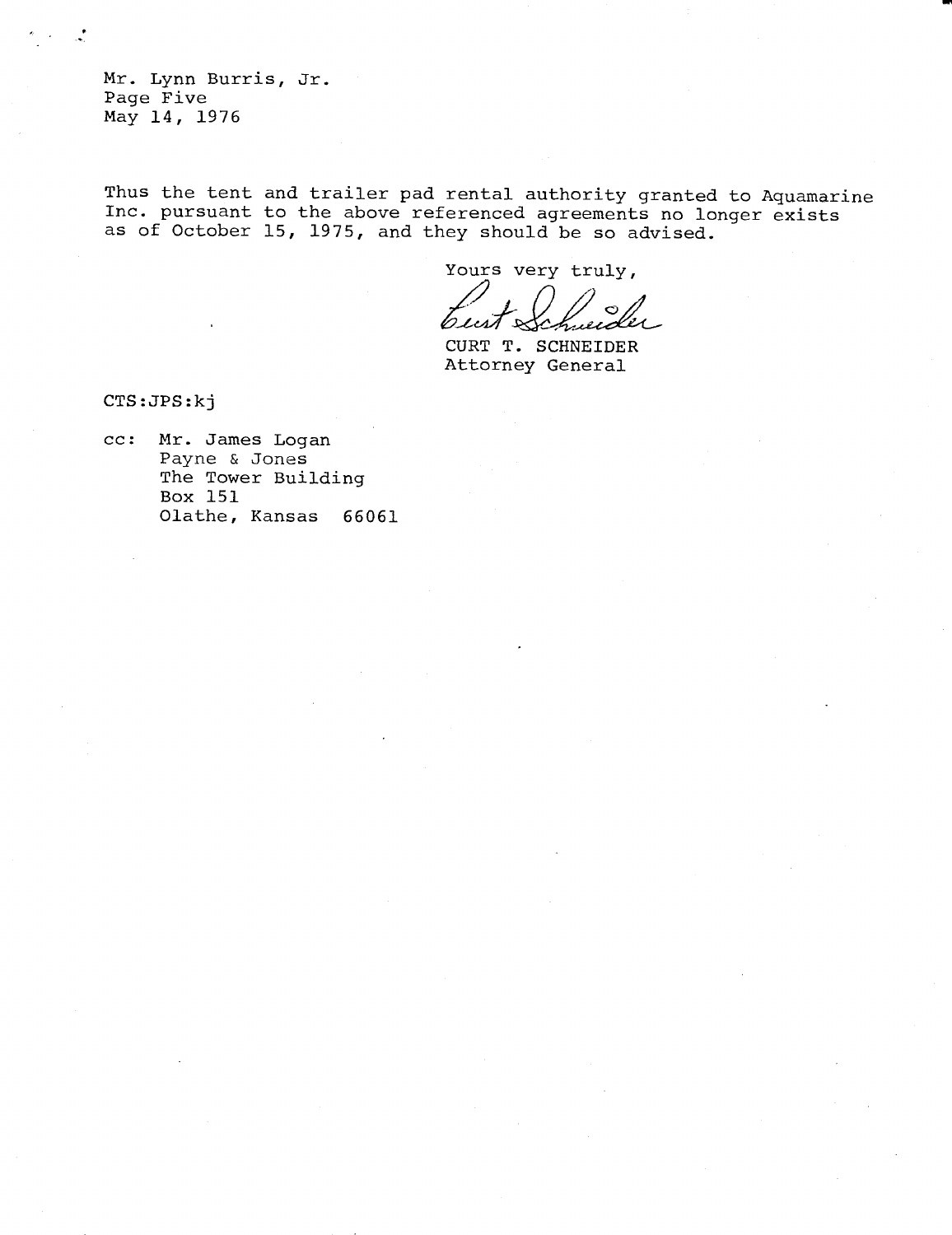Mr. Lynn Burris, Jr.
Page Five
May 14, 1976

Thus the tent and trailer pad rental authority granted to Aquamarine Inc. pursuant to the above referenced agreements no longer exists as of October 15, 1975, and they should be so advised.

Yours very truly,

Curt Schneider

CURT T. SCHNEIDER
Attorney General

CTS:JPS:kj

cc: Mr. James Logan
Payne & Jones
The Tower Building
Box 151
Olathe, Kansas 66061